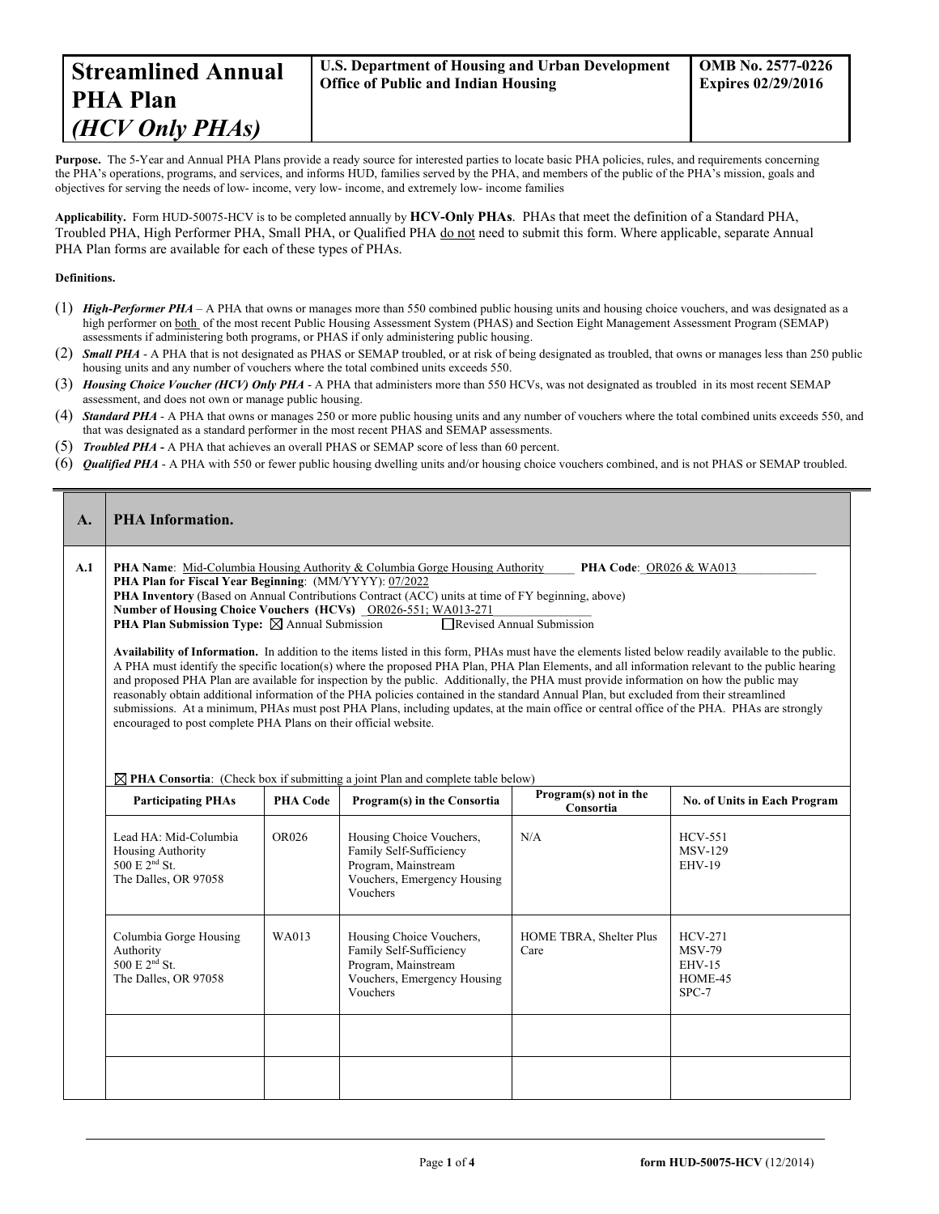| **Streamlined Annual PHA Plan** ***(HCV Only PHAs)*** | **U.S. Department of Housing and Urban Development Office of Public and Indian Housing** | **OMB No. 2577-0226 Expires 02/29/2016** |
|---|---|---|

**Purpose.** The 5-Year and Annual PHA Plans provide a ready source for interested parties to locate basic PHA policies, rules, and requirements concerning the PHA's operations, programs, and services, and informs HUD, families served by the PHA, and members of the public of the PHA's mission, goals and objectives for serving the needs of low- income, very low- income, and extremely low- income families

**Applicability.** Form HUD-50075-HCV is to be completed annually by **HCV-Only PHAs**. PHAs that meet the definition of a Standard PHA, Troubled PHA, High Performer PHA, Small PHA, or Qualified PHA do not need to submit this form. Where applicable, separate Annual PHA Plan forms are available for each of these types of PHAs.

**Definitions.**

(1) ***High-Performer PHA*** – A PHA that owns or manages more than 550 combined public housing units and housing choice vouchers, and was designated as a high performer on both of the most recent Public Housing Assessment System (PHAS) and Section Eight Management Assessment Program (SEMAP) assessments if administering both programs, or PHAS if only administering public housing.

(2) ***Small PHA*** - A PHA that is not designated as PHAS or SEMAP troubled, or at risk of being designated as troubled, that owns or manages less than 250 public housing units and any number of vouchers where the total combined units exceeds 550.

(3) ***Housing Choice Voucher (HCV) Only PHA*** - A PHA that administers more than 550 HCVs, was not designated as troubled in its most recent SEMAP assessment, and does not own or manage public housing.

(4) ***Standard PHA*** - A PHA that owns or manages 250 or more public housing units and any number of vouchers where the total combined units exceeds 550, and that was designated as a standard performer in the most recent PHAS and SEMAP assessments.

(5) ***Troubled PHA*** **-** A PHA that achieves an overall PHAS or SEMAP score of less than 60 percent.

(6) ***Qualified PHA*** - A PHA with 550 or fewer public housing dwelling units and/or housing choice vouchers combined, and is not PHAS or SEMAP troubled.

## A. PHA Information.

**A.1**

**PHA Name**: Mid-Columbia Housing Authority & Columbia Gorge Housing Authority **PHA Code**: OR026 & WA013

**PHA Plan for Fiscal Year Beginning**: (MM/YYYY): 07/2022

**PHA Inventory** (Based on Annual Contributions Contract (ACC) units at time of FY beginning, above)

**Number of Housing Choice Vouchers (HCVs)** OR026-551; WA013-271

**PHA Plan Submission Type:** ☒ Annual Submission ☐ Revised Annual Submission

**Availability of Information.** In addition to the items listed in this form, PHAs must have the elements listed below readily available to the public. A PHA must identify the specific location(s) where the proposed PHA Plan, PHA Plan Elements, and all information relevant to the public hearing and proposed PHA Plan are available for inspection by the public. Additionally, the PHA must provide information on how the public may reasonably obtain additional information of the PHA policies contained in the standard Annual Plan, but excluded from their streamlined submissions. At a minimum, PHAs must post PHA Plans, including updates, at the main office or central office of the PHA. PHAs are strongly encouraged to post complete PHA Plans on their official website.

☒ **PHA Consortia**: (Check box if submitting a joint Plan and complete table below)

| Participating PHAs | PHA Code | Program(s) in the Consortia | Program(s) not in the Consortia | No. of Units in Each Program |
|---|---|---|---|---|
| Lead HA: Mid-Columbia Housing Authority 500 E 2nd St. The Dalles, OR 97058 | OR026 | Housing Choice Vouchers, Family Self-Sufficiency Program, Mainstream Vouchers, Emergency Housing Vouchers | N/A | HCV-551 MSV-129 EHV-19 |
| Columbia Gorge Housing Authority 500 E 2nd St. The Dalles, OR 97058 | WA013 | Housing Choice Vouchers, Family Self-Sufficiency Program, Mainstream Vouchers, Emergency Housing Vouchers | HOME TBRA, Shelter Plus Care | HCV-271 MSV-79 EHV-15 HOME-45 SPC-7 |
| | | | | |
| | | | | |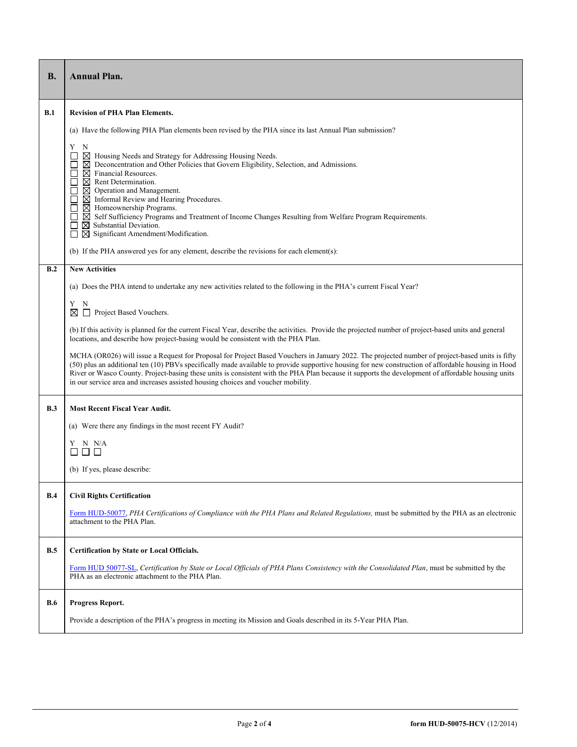| | |
|---|---|
| **B.** | **Annual Plan.** |
| **B.1** | **Revision of PHA Plan Elements.**<br><br>(a) Have the following PHA Plan elements been revised by the PHA since its last Annual Plan submission?<br><br>Y N<br>☐ ☒ Housing Needs and Strategy for Addressing Housing Needs.<br>☐ ☒ Deconcentration and Other Policies that Govern Eligibility, Selection, and Admissions.<br>☐ ☒ Financial Resources.<br>☐ ☒ Rent Determination.<br>☐ ☒ Operation and Management.<br>☐ ☒ Informal Review and Hearing Procedures.<br>☐ ☒ Homeownership Programs.<br>☐ ☒ Self Sufficiency Programs and Treatment of Income Changes Resulting from Welfare Program Requirements.<br>☐ ☒ Substantial Deviation.<br>☐ ☒ Significant Amendment/Modification.<br><br>(b) If the PHA answered yes for any element, describe the revisions for each element(s): |
| **B.2** | **New Activities**<br><br>(a) Does the PHA intend to undertake any new activities related to the following in the PHA's current Fiscal Year?<br><br>Y N<br>☒ ☐ Project Based Vouchers.<br><br>(b) If this activity is planned for the current Fiscal Year, describe the activities. Provide the projected number of project-based units and general locations, and describe how project-basing would be consistent with the PHA Plan.<br><br>MCHA (OR026) will issue a Request for Proposal for Project Based Vouchers in January 2022. The projected number of project-based units is fifty (50) plus an additional ten (10) PBVs specifically made available to provide supportive housing for new construction of affordable housing in Hood River or Wasco County. Project-basing these units is consistent with the PHA Plan because it supports the development of affordable housing units in our service area and increases assisted housing choices and voucher mobility. |
| **B.3** | **Most Recent Fiscal Year Audit.**<br><br>(a) Were there any findings in the most recent FY Audit?<br><br>Y N N/A<br>☐ ☐ ☐<br><br>(b) If yes, please describe: |
| **B.4** | **Civil Rights Certification**<br><br>Form HUD-50077, *PHA Certifications of Compliance with the PHA Plans and Related Regulations,* must be submitted by the PHA as an electronic attachment to the PHA Plan. |
| **B.5** | **Certification by State or Local Officials.**<br><br>Form HUD 50077-SL, *Certification by State or Local Officials of PHA Plans Consistency with the Consolidated Plan*, must be submitted by the PHA as an electronic attachment to the PHA Plan. |
| **B.6** | **Progress Report.**<br><br>Provide a description of the PHA's progress in meeting its Mission and Goals described in its 5-Year PHA Plan. |

**form HUD-50075-HCV** (12/2014)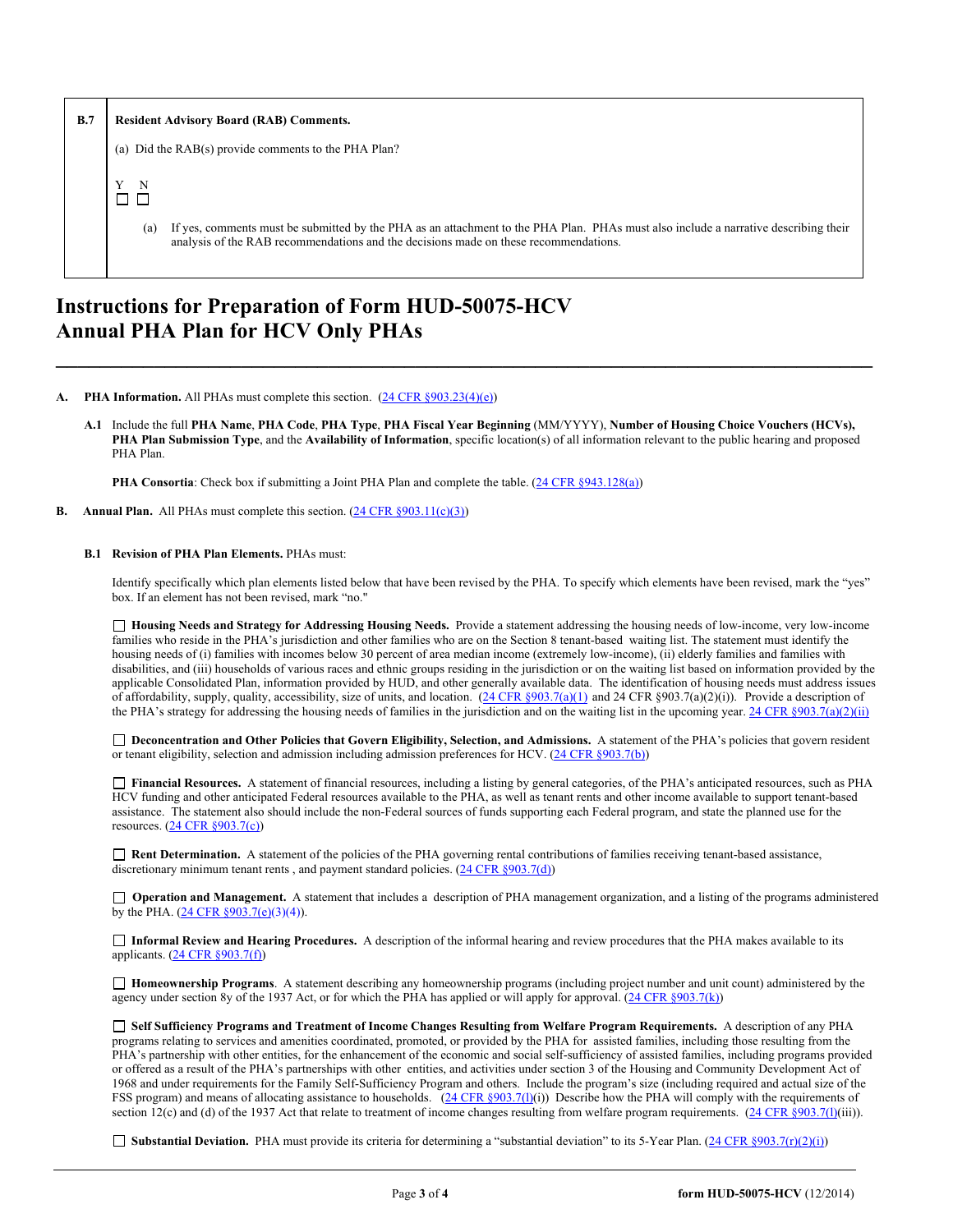| B.7 | **Resident Advisory Board (RAB) Comments.**<br><br>(a) Did the RAB(s) provide comments to the PHA Plan?<br><br>Y N<br>☐ ☐<br><br>(a) If yes, comments must be submitted by the PHA as an attachment to the PHA Plan. PHAs must also include a narrative describing their analysis of the RAB recommendations and the decisions made on these recommendations. |
|---|---|

# Instructions for Preparation of Form HUD-50075-HCV Annual PHA Plan for HCV Only PHAs

**A. PHA Information.** All PHAs must complete this section. (24 CFR §903.23(4)(e))

**A.1** Include the full **PHA Name**, **PHA Code**, **PHA Type**, **PHA Fiscal Year Beginning** (MM/YYYY), **Number of Housing Choice Vouchers (HCVs), PHA Plan Submission Type**, and the **Availability of Information**, specific location(s) of all information relevant to the public hearing and proposed PHA Plan.

**PHA Consortia**: Check box if submitting a Joint PHA Plan and complete the table. (24 CFR §943.128(a))

**B. Annual Plan.** All PHAs must complete this section. (24 CFR §903.11(c)(3))

**B.1 Revision of PHA Plan Elements.** PHAs must:

Identify specifically which plan elements listed below that have been revised by the PHA. To specify which elements have been revised, mark the "yes" box. If an element has not been revised, mark "no."

☐ **Housing Needs and Strategy for Addressing Housing Needs.** Provide a statement addressing the housing needs of low-income, very low-income families who reside in the PHA's jurisdiction and other families who are on the Section 8 tenant-based waiting list. The statement must identify the housing needs of (i) families with incomes below 30 percent of area median income (extremely low-income), (ii) elderly families and families with disabilities, and (iii) households of various races and ethnic groups residing in the jurisdiction or on the waiting list based on information provided by the applicable Consolidated Plan, information provided by HUD, and other generally available data. The identification of housing needs must address issues of affordability, supply, quality, accessibility, size of units, and location. (24 CFR §903.7(a)(1) and 24 CFR §903.7(a)(2)(i)). Provide a description of the PHA's strategy for addressing the housing needs of families in the jurisdiction and on the waiting list in the upcoming year. 24 CFR §903.7(a)(2)(ii)

☐ **Deconcentration and Other Policies that Govern Eligibility, Selection, and Admissions.** A statement of the PHA's policies that govern resident or tenant eligibility, selection and admission including admission preferences for HCV. (24 CFR §903.7(b))

☐ **Financial Resources.** A statement of financial resources, including a listing by general categories, of the PHA's anticipated resources, such as PHA HCV funding and other anticipated Federal resources available to the PHA, as well as tenant rents and other income available to support tenant-based assistance. The statement also should include the non-Federal sources of funds supporting each Federal program, and state the planned use for the resources. (24 CFR §903.7(c))

☐ **Rent Determination.** A statement of the policies of the PHA governing rental contributions of families receiving tenant-based assistance, discretionary minimum tenant rents , and payment standard policies. (24 CFR §903.7(d))

☐ **Operation and Management.** A statement that includes a description of PHA management organization, and a listing of the programs administered by the PHA. (24 CFR §903.7(e)(3)(4)).

☐ **Informal Review and Hearing Procedures.** A description of the informal hearing and review procedures that the PHA makes available to its applicants. (24 CFR §903.7(f))

☐ **Homeownership Programs**. A statement describing any homeownership programs (including project number and unit count) administered by the agency under section 8y of the 1937 Act, or for which the PHA has applied or will apply for approval. (24 CFR §903.7(k))

☐ **Self Sufficiency Programs and Treatment of Income Changes Resulting from Welfare Program Requirements.** A description of any PHA programs relating to services and amenities coordinated, promoted, or provided by the PHA for assisted families, including those resulting from the PHA's partnership with other entities, for the enhancement of the economic and social self-sufficiency of assisted families, including programs provided or offered as a result of the PHA's partnerships with other entities, and activities under section 3 of the Housing and Community Development Act of 1968 and under requirements for the Family Self-Sufficiency Program and others. Include the program's size (including required and actual size of the FSS program) and means of allocating assistance to households. (24 CFR §903.7(l)(i)) Describe how the PHA will comply with the requirements of section 12(c) and (d) of the 1937 Act that relate to treatment of income changes resulting from welfare program requirements. (24 CFR §903.7(l)(iii)).

☐ **Substantial Deviation.** PHA must provide its criteria for determining a "substantial deviation" to its 5-Year Plan. (24 CFR §903.7(r)(2)(i))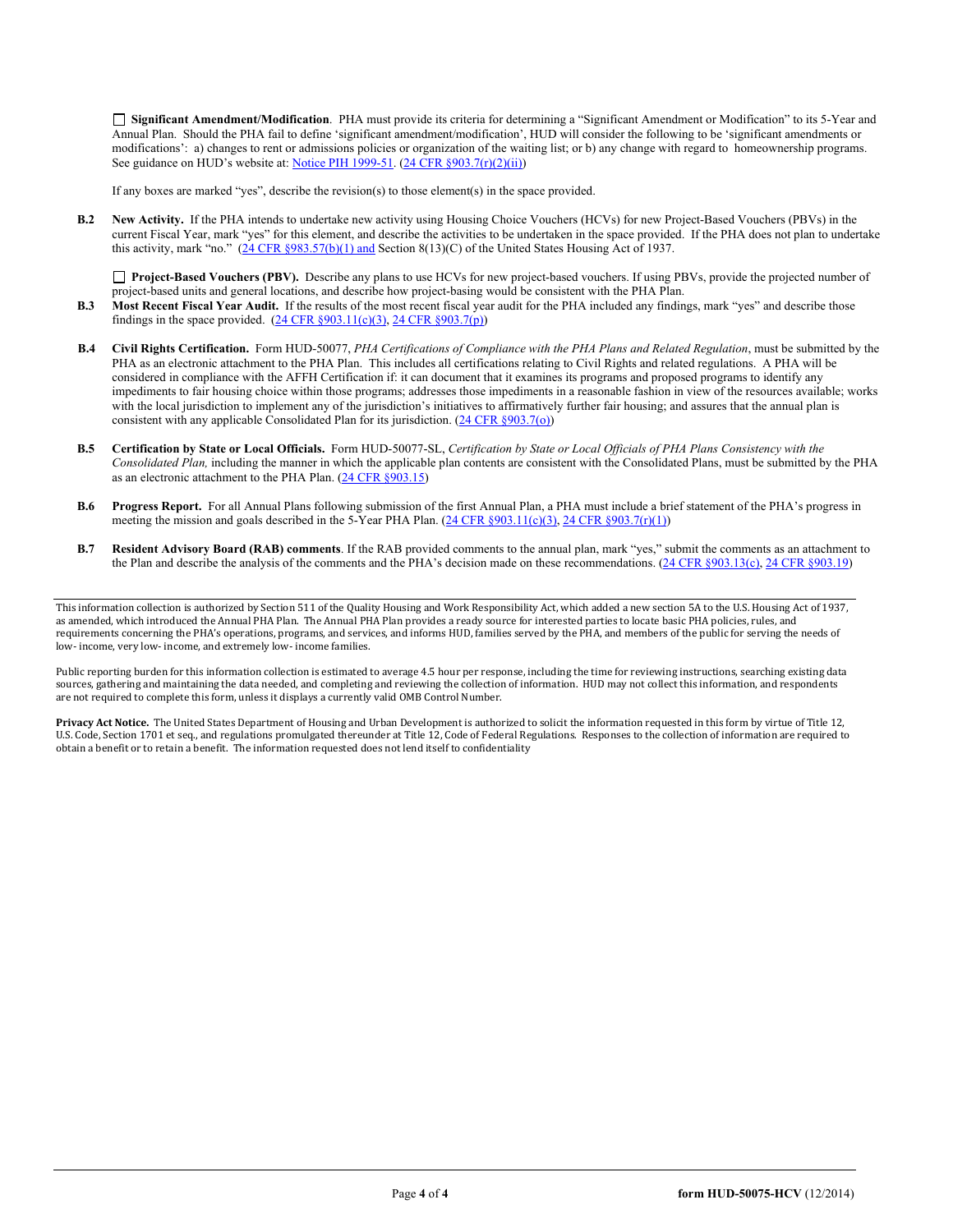☐ **Significant Amendment/Modification**. PHA must provide its criteria for determining a "Significant Amendment or Modification" to its 5-Year and Annual Plan. Should the PHA fail to define 'significant amendment/modification', HUD will consider the following to be 'significant amendments or modifications': a) changes to rent or admissions policies or organization of the waiting list; or b) any change with regard to homeownership programs. See guidance on HUD's website at: Notice PIH 1999-51. (24 CFR §903.7(r)(2)(ii))

If any boxes are marked "yes", describe the revision(s) to those element(s) in the space provided.

**B.2** **New Activity.** If the PHA intends to undertake new activity using Housing Choice Vouchers (HCVs) for new Project-Based Vouchers (PBVs) in the current Fiscal Year, mark "yes" for this element, and describe the activities to be undertaken in the space provided. If the PHA does not plan to undertake this activity, mark "no." (24 CFR §983.57(b)(1) and Section 8(13)(C) of the United States Housing Act of 1937.

☐ **Project-Based Vouchers (PBV).** Describe any plans to use HCVs for new project-based vouchers. If using PBVs, provide the projected number of project-based units and general locations, and describe how project-basing would be consistent with the PHA Plan.

**B.3** **Most Recent Fiscal Year Audit.** If the results of the most recent fiscal year audit for the PHA included any findings, mark "yes" and describe those findings in the space provided. (24 CFR §903.11(c)(3), 24 CFR §903.7(p))

**B.4** **Civil Rights Certification.** Form HUD-50077, *PHA Certifications of Compliance with the PHA Plans and Related Regulation*, must be submitted by the PHA as an electronic attachment to the PHA Plan. This includes all certifications relating to Civil Rights and related regulations. A PHA will be considered in compliance with the AFFH Certification if: it can document that it examines its programs and proposed programs to identify any impediments to fair housing choice within those programs; addresses those impediments in a reasonable fashion in view of the resources available; works with the local jurisdiction to implement any of the jurisdiction's initiatives to affirmatively further fair housing; and assures that the annual plan is consistent with any applicable Consolidated Plan for its jurisdiction. (24 CFR §903.7(o))

**B.5** **Certification by State or Local Officials.** Form HUD-50077-SL, *Certification by State or Local Officials of PHA Plans Consistency with the Consolidated Plan,* including the manner in which the applicable plan contents are consistent with the Consolidated Plans, must be submitted by the PHA as an electronic attachment to the PHA Plan. (24 CFR §903.15)

**B.6** **Progress Report.** For all Annual Plans following submission of the first Annual Plan, a PHA must include a brief statement of the PHA's progress in meeting the mission and goals described in the 5-Year PHA Plan. (24 CFR §903.11(c)(3), 24 CFR §903.7(r)(1))

**B.7** **Resident Advisory Board (RAB) comments**. If the RAB provided comments to the annual plan, mark "yes," submit the comments as an attachment to the Plan and describe the analysis of the comments and the PHA's decision made on these recommendations. (24 CFR §903.13(c), 24 CFR §903.19)

---

This information collection is authorized by Section 511 of the Quality Housing and Work Responsibility Act, which added a new section 5A to the U.S. Housing Act of 1937, as amended, which introduced the Annual PHA Plan. The Annual PHA Plan provides a ready source for interested parties to locate basic PHA policies, rules, and requirements concerning the PHA's operations, programs, and services, and informs HUD, families served by the PHA, and members of the public for serving the needs of low- income, very low- income, and extremely low- income families.

Public reporting burden for this information collection is estimated to average 4.5 hour per response, including the time for reviewing instructions, searching existing data sources, gathering and maintaining the data needed, and completing and reviewing the collection of information. HUD may not collect this information, and respondents are not required to complete this form, unless it displays a currently valid OMB Control Number.

**Privacy Act Notice.** The United States Department of Housing and Urban Development is authorized to solicit the information requested in this form by virtue of Title 12, U.S. Code, Section 1701 et seq., and regulations promulgated thereunder at Title 12, Code of Federal Regulations. Responses to the collection of information are required to obtain a benefit or to retain a benefit. The information requested does not lend itself to confidentiality

**form HUD-50075-HCV** (12/2014)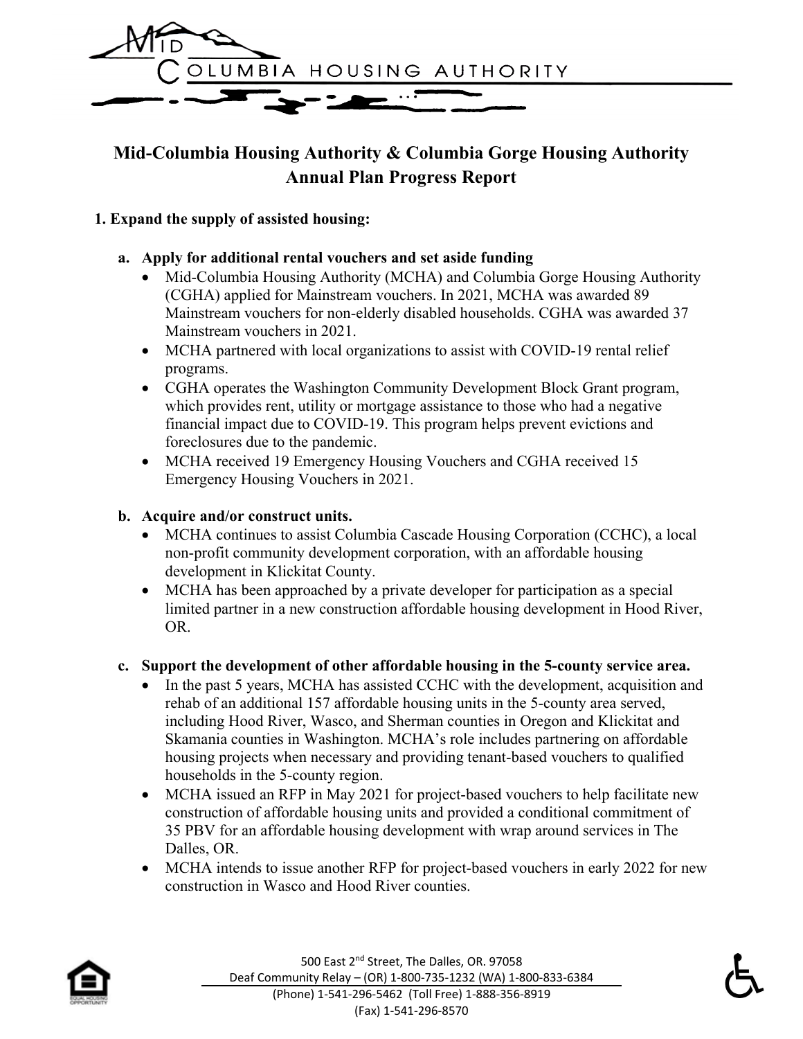# Mid-Columbia Housing Authority & Columbia Gorge Housing Authority Annual Plan Progress Report

## 1. Expand the supply of assisted housing:

### a. Apply for additional rental vouchers and set aside funding

- Mid-Columbia Housing Authority (MCHA) and Columbia Gorge Housing Authority (CGHA) applied for Mainstream vouchers. In 2021, MCHA was awarded 89 Mainstream vouchers for non-elderly disabled households. CGHA was awarded 37 Mainstream vouchers in 2021.
- MCHA partnered with local organizations to assist with COVID-19 rental relief programs.
- CGHA operates the Washington Community Development Block Grant program, which provides rent, utility or mortgage assistance to those who had a negative financial impact due to COVID-19. This program helps prevent evictions and foreclosures due to the pandemic.
- MCHA received 19 Emergency Housing Vouchers and CGHA received 15 Emergency Housing Vouchers in 2021.

### b. Acquire and/or construct units.

- MCHA continues to assist Columbia Cascade Housing Corporation (CCHC), a local non-profit community development corporation, with an affordable housing development in Klickitat County.
- MCHA has been approached by a private developer for participation as a special limited partner in a new construction affordable housing development in Hood River, OR.

### c. Support the development of other affordable housing in the 5-county service area.

- In the past 5 years, MCHA has assisted CCHC with the development, acquisition and rehab of an additional 157 affordable housing units in the 5-county area served, including Hood River, Wasco, and Sherman counties in Oregon and Klickitat and Skamania counties in Washington. MCHA's role includes partnering on affordable housing projects when necessary and providing tenant-based vouchers to qualified households in the 5-county region.
- MCHA issued an RFP in May 2021 for project-based vouchers to help facilitate new construction of affordable housing units and provided a conditional commitment of 35 PBV for an affordable housing development with wrap around services in The Dalles, OR.
- MCHA intends to issue another RFP for project-based vouchers in early 2022 for new construction in Wasco and Hood River counties.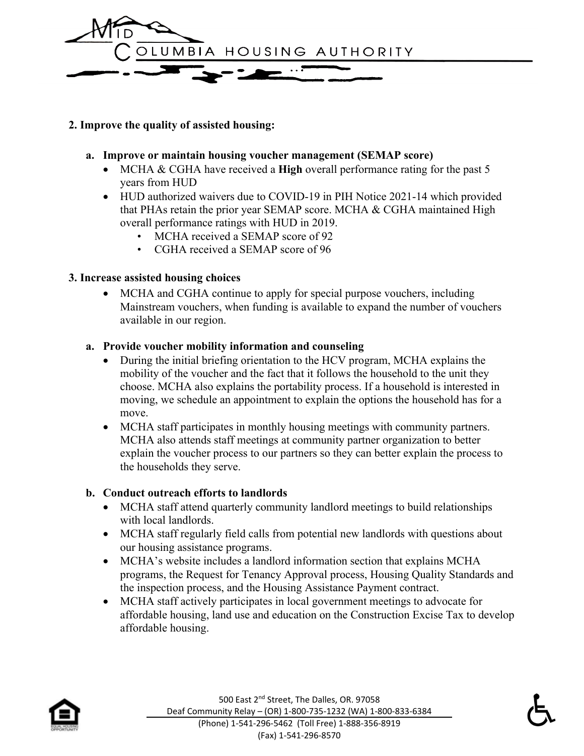**2. Improve the quality of assisted housing:**

**a. Improve or maintain housing voucher management (SEMAP score)**

- MCHA & CGHA have received a **High** overall performance rating for the past 5 years from HUD
- HUD authorized waivers due to COVID-19 in PIH Notice 2021-14 which provided that PHAs retain the prior year SEMAP score. MCHA & CGHA maintained High overall performance ratings with HUD in 2019.
  - MCHA received a SEMAP score of 92
  - CGHA received a SEMAP score of 96

**3. Increase assisted housing choices**

- MCHA and CGHA continue to apply for special purpose vouchers, including Mainstream vouchers, when funding is available to expand the number of vouchers available in our region.

**a. Provide voucher mobility information and counseling**

- During the initial briefing orientation to the HCV program, MCHA explains the mobility of the voucher and the fact that it follows the household to the unit they choose. MCHA also explains the portability process. If a household is interested in moving, we schedule an appointment to explain the options the household has for a move.
- MCHA staff participates in monthly housing meetings with community partners. MCHA also attends staff meetings at community partner organization to better explain the voucher process to our partners so they can better explain the process to the households they serve.

**b. Conduct outreach efforts to landlords**

- MCHA staff attend quarterly community landlord meetings to build relationships with local landlords.
- MCHA staff regularly field calls from potential new landlords with questions about our housing assistance programs.
- MCHA's website includes a landlord information section that explains MCHA programs, the Request for Tenancy Approval process, Housing Quality Standards and the inspection process, and the Housing Assistance Payment contract.
- MCHA staff actively participates in local government meetings to advocate for affordable housing, land use and education on the Construction Excise Tax to develop affordable housing.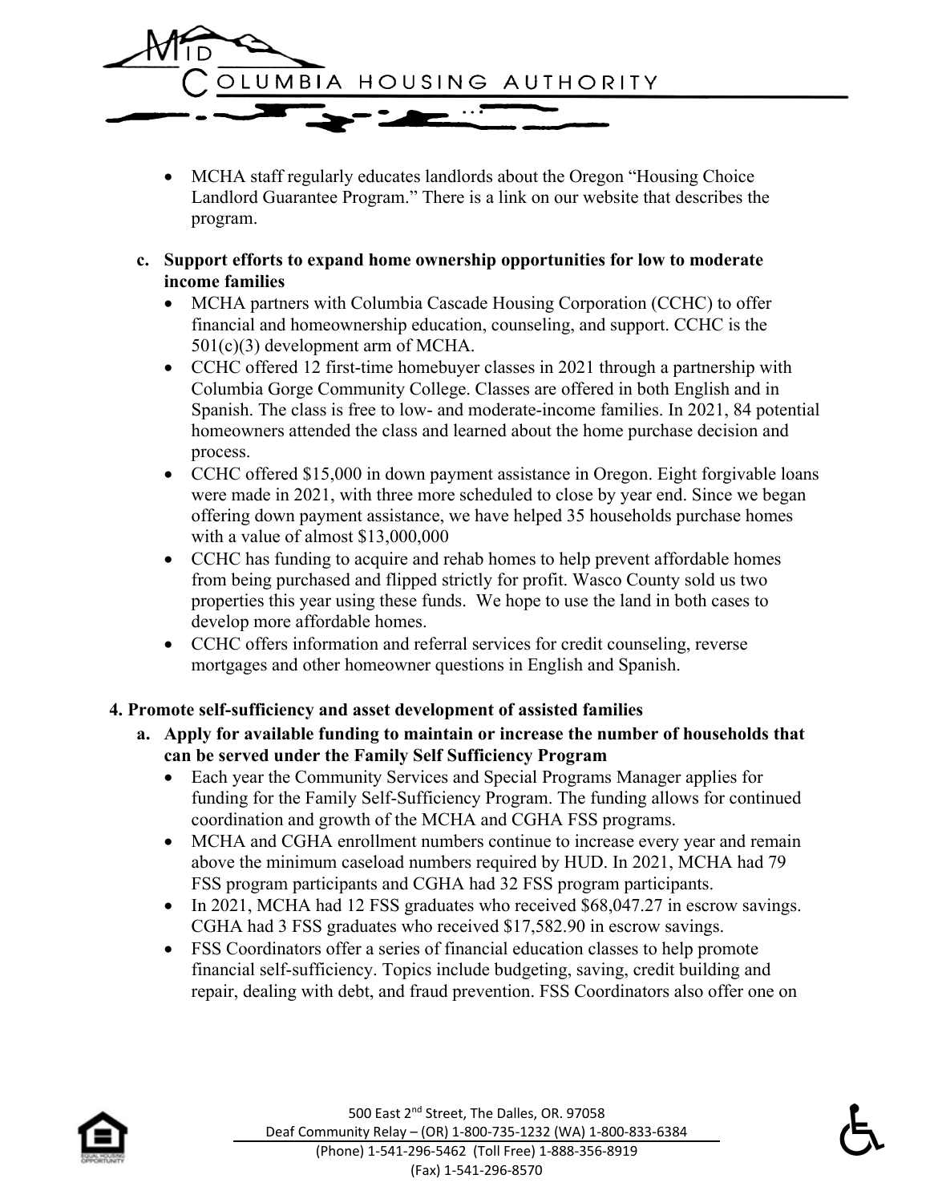- MCHA staff regularly educates landlords about the Oregon "Housing Choice Landlord Guarantee Program." There is a link on our website that describes the program.

**c. Support efforts to expand home ownership opportunities for low to moderate income families**

- MCHA partners with Columbia Cascade Housing Corporation (CCHC) to offer financial and homeownership education, counseling, and support. CCHC is the 501(c)(3) development arm of MCHA.
- CCHC offered 12 first-time homebuyer classes in 2021 through a partnership with Columbia Gorge Community College. Classes are offered in both English and in Spanish. The class is free to low- and moderate-income families. In 2021, 84 potential homeowners attended the class and learned about the home purchase decision and process.
- CCHC offered $15,000 in down payment assistance in Oregon. Eight forgivable loans were made in 2021, with three more scheduled to close by year end. Since we began offering down payment assistance, we have helped 35 households purchase homes with a value of almost $13,000,000
- CCHC has funding to acquire and rehab homes to help prevent affordable homes from being purchased and flipped strictly for profit. Wasco County sold us two properties this year using these funds. We hope to use the land in both cases to develop more affordable homes.
- CCHC offers information and referral services for credit counseling, reverse mortgages and other homeowner questions in English and Spanish.

**4. Promote self-sufficiency and asset development of assisted families**

**a. Apply for available funding to maintain or increase the number of households that can be served under the Family Self Sufficiency Program**

- Each year the Community Services and Special Programs Manager applies for funding for the Family Self-Sufficiency Program. The funding allows for continued coordination and growth of the MCHA and CGHA FSS programs.
- MCHA and CGHA enrollment numbers continue to increase every year and remain above the minimum caseload numbers required by HUD. In 2021, MCHA had 79 FSS program participants and CGHA had 32 FSS program participants.
- In 2021, MCHA had 12 FSS graduates who received $68,047.27 in escrow savings. CGHA had 3 FSS graduates who received $17,582.90 in escrow savings.
- FSS Coordinators offer a series of financial education classes to help promote financial self-sufficiency. Topics include budgeting, saving, credit building and repair, dealing with debt, and fraud prevention. FSS Coordinators also offer one on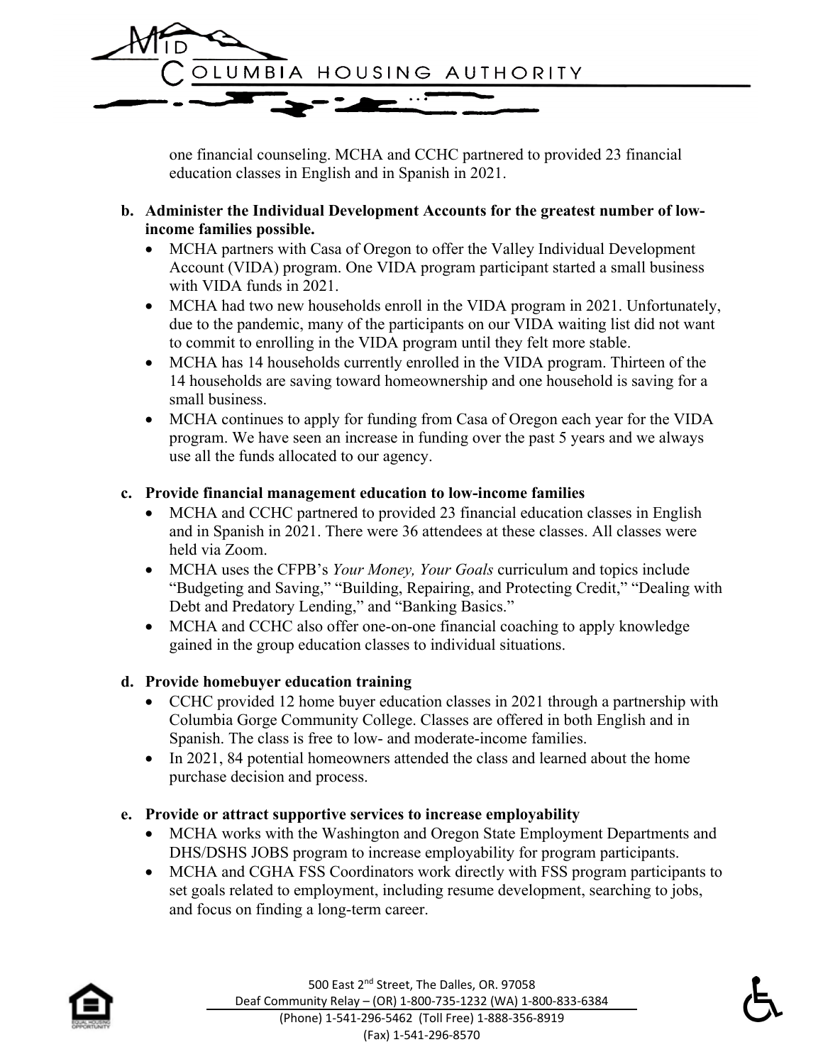one financial counseling. MCHA and CCHC partnered to provided 23 financial education classes in English and in Spanish in 2021.

**b. Administer the Individual Development Accounts for the greatest number of low-income families possible.**

- MCHA partners with Casa of Oregon to offer the Valley Individual Development Account (VIDA) program. One VIDA program participant started a small business with VIDA funds in 2021.
- MCHA had two new households enroll in the VIDA program in 2021. Unfortunately, due to the pandemic, many of the participants on our VIDA waiting list did not want to commit to enrolling in the VIDA program until they felt more stable.
- MCHA has 14 households currently enrolled in the VIDA program. Thirteen of the 14 households are saving toward homeownership and one household is saving for a small business.
- MCHA continues to apply for funding from Casa of Oregon each year for the VIDA program. We have seen an increase in funding over the past 5 years and we always use all the funds allocated to our agency.

**c. Provide financial management education to low-income families**

- MCHA and CCHC partnered to provided 23 financial education classes in English and in Spanish in 2021. There were 36 attendees at these classes. All classes were held via Zoom.
- MCHA uses the CFPB's *Your Money, Your Goals* curriculum and topics include "Budgeting and Saving," "Building, Repairing, and Protecting Credit," "Dealing with Debt and Predatory Lending," and "Banking Basics."
- MCHA and CCHC also offer one-on-one financial coaching to apply knowledge gained in the group education classes to individual situations.

**d. Provide homebuyer education training**

- CCHC provided 12 home buyer education classes in 2021 through a partnership with Columbia Gorge Community College. Classes are offered in both English and in Spanish. The class is free to low- and moderate-income families.
- In 2021, 84 potential homeowners attended the class and learned about the home purchase decision and process.

**e. Provide or attract supportive services to increase employability**

- MCHA works with the Washington and Oregon State Employment Departments and DHS/DSHS JOBS program to increase employability for program participants.
- MCHA and CGHA FSS Coordinators work directly with FSS program participants to set goals related to employment, including resume development, searching to jobs, and focus on finding a long-term career.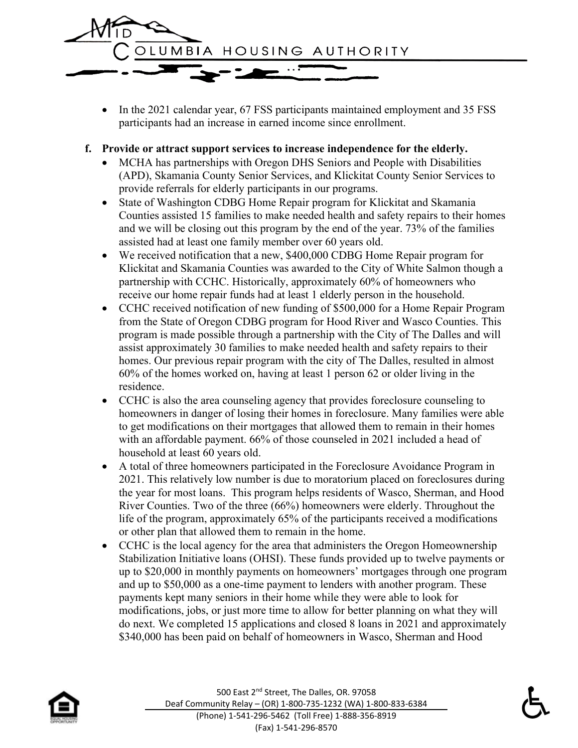- In the 2021 calendar year, 67 FSS participants maintained employment and 35 FSS participants had an increase in earned income since enrollment.

**f. Provide or attract support services to increase independence for the elderly.**

- MCHA has partnerships with Oregon DHS Seniors and People with Disabilities (APD), Skamania County Senior Services, and Klickitat County Senior Services to provide referrals for elderly participants in our programs.
- State of Washington CDBG Home Repair program for Klickitat and Skamania Counties assisted 15 families to make needed health and safety repairs to their homes and we will be closing out this program by the end of the year. 73% of the families assisted had at least one family member over 60 years old.
- We received notification that a new, $400,000 CDBG Home Repair program for Klickitat and Skamania Counties was awarded to the City of White Salmon though a partnership with CCHC. Historically, approximately 60% of homeowners who receive our home repair funds had at least 1 elderly person in the household.
- CCHC received notification of new funding of $500,000 for a Home Repair Program from the State of Oregon CDBG program for Hood River and Wasco Counties. This program is made possible through a partnership with the City of The Dalles and will assist approximately 30 families to make needed health and safety repairs to their homes. Our previous repair program with the city of The Dalles, resulted in almost 60% of the homes worked on, having at least 1 person 62 or older living in the residence.
- CCHC is also the area counseling agency that provides foreclosure counseling to homeowners in danger of losing their homes in foreclosure. Many families were able to get modifications on their mortgages that allowed them to remain in their homes with an affordable payment. 66% of those counseled in 2021 included a head of household at least 60 years old.
- A total of three homeowners participated in the Foreclosure Avoidance Program in 2021. This relatively low number is due to moratorium placed on foreclosures during the year for most loans. This program helps residents of Wasco, Sherman, and Hood River Counties. Two of the three (66%) homeowners were elderly. Throughout the life of the program, approximately 65% of the participants received a modifications or other plan that allowed them to remain in the home.
- CCHC is the local agency for the area that administers the Oregon Homeownership Stabilization Initiative loans (OHSI). These funds provided up to twelve payments or up to $20,000 in monthly payments on homeowners' mortgages through one program and up to $50,000 as a one-time payment to lenders with another program. These payments kept many seniors in their home while they were able to look for modifications, jobs, or just more time to allow for better planning on what they will do next. We completed 15 applications and closed 8 loans in 2021 and approximately $340,000 has been paid on behalf of homeowners in Wasco, Sherman and Hood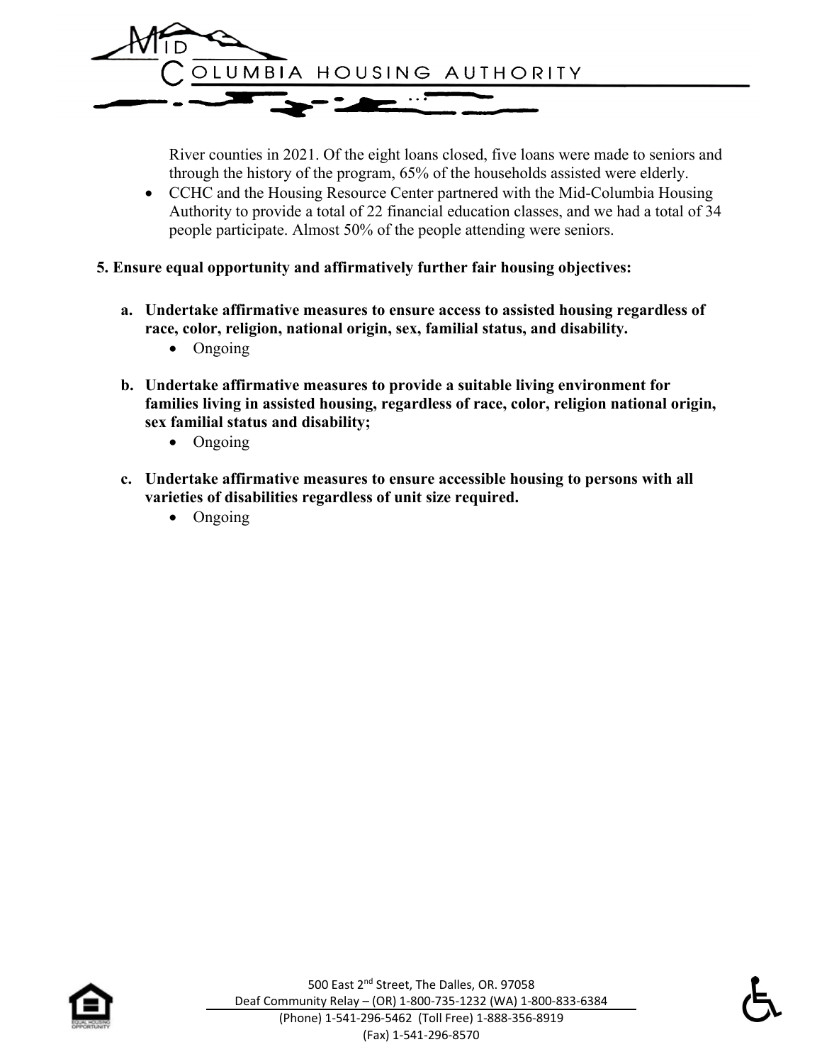River counties in 2021. Of the eight loans closed, five loans were made to seniors and through the history of the program, 65% of the households assisted were elderly.
- CCHC and the Housing Resource Center partnered with the Mid-Columbia Housing Authority to provide a total of 22 financial education classes, and we had a total of 34 people participate. Almost 50% of the people attending were seniors.

**5. Ensure equal opportunity and affirmatively further fair housing objectives:**

**a. Undertake affirmative measures to ensure access to assisted housing regardless of race, color, religion, national origin, sex, familial status, and disability.**
- Ongoing

**b. Undertake affirmative measures to provide a suitable living environment for families living in assisted housing, regardless of race, color, religion national origin, sex familial status and disability;**
- Ongoing

**c. Undertake affirmative measures to ensure accessible housing to persons with all varieties of disabilities regardless of unit size required.**
- Ongoing